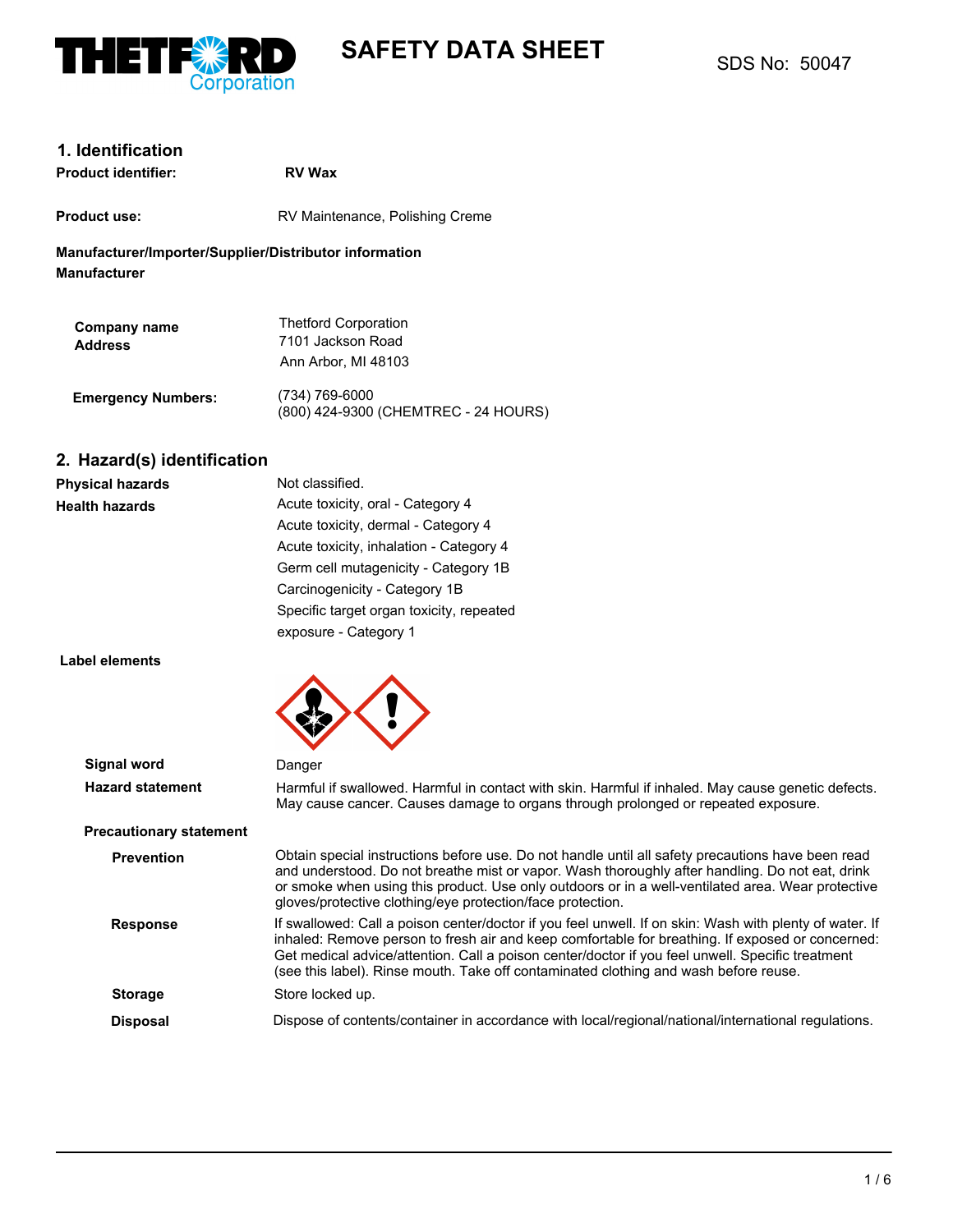# SAFETY DATA SHEET

SDS No: 50047

## 1. Identification

**Product identifier:** **RV Wax**

**Product use:** RV Maintenance, Polishing Creme

**Manufacturer/Importer/Supplier/Distributor information**

**Manufacturer**

| | |
|---|---|
| **Company name** | Thetford Corporation |
| **Address** | 7101 Jackson Road<br>Ann Arbor, MI 48103 |
| **Emergency Numbers:** | (734) 769-6000<br>(800) 424-9300 (CHEMTREC - 24 HOURS) |

## 2. Hazard(s) identification

| | |
|---|---|
| **Physical hazards** | Not classified. |
| **Health hazards** | Acute toxicity, oral - Category 4<br>Acute toxicity, dermal - Category 4<br>Acute toxicity, inhalation - Category 4<br>Germ cell mutagenicity - Category 1B<br>Carcinogenicity - Category 1B<br>Specific target organ toxicity, repeated exposure - Category 1 |

**Label elements**

**Signal word** Danger

**Hazard statement** Harmful if swallowed. Harmful in contact with skin. Harmful if inhaled. May cause genetic defects. May cause cancer. Causes damage to organs through prolonged or repeated exposure.

**Precautionary statement**

**Prevention** Obtain special instructions before use. Do not handle until all safety precautions have been read and understood. Do not breathe mist or vapor. Wash thoroughly after handling. Do not eat, drink or smoke when using this product. Use only outdoors or in a well-ventilated area. Wear protective gloves/protective clothing/eye protection/face protection.

**Response** If swallowed: Call a poison center/doctor if you feel unwell. If on skin: Wash with plenty of water. If inhaled: Remove person to fresh air and keep comfortable for breathing. If exposed or concerned: Get medical advice/attention. Call a poison center/doctor if you feel unwell. Specific treatment (see this label). Rinse mouth. Take off contaminated clothing and wash before reuse.

**Storage** Store locked up.

**Disposal** Dispose of contents/container in accordance with local/regional/national/international regulations.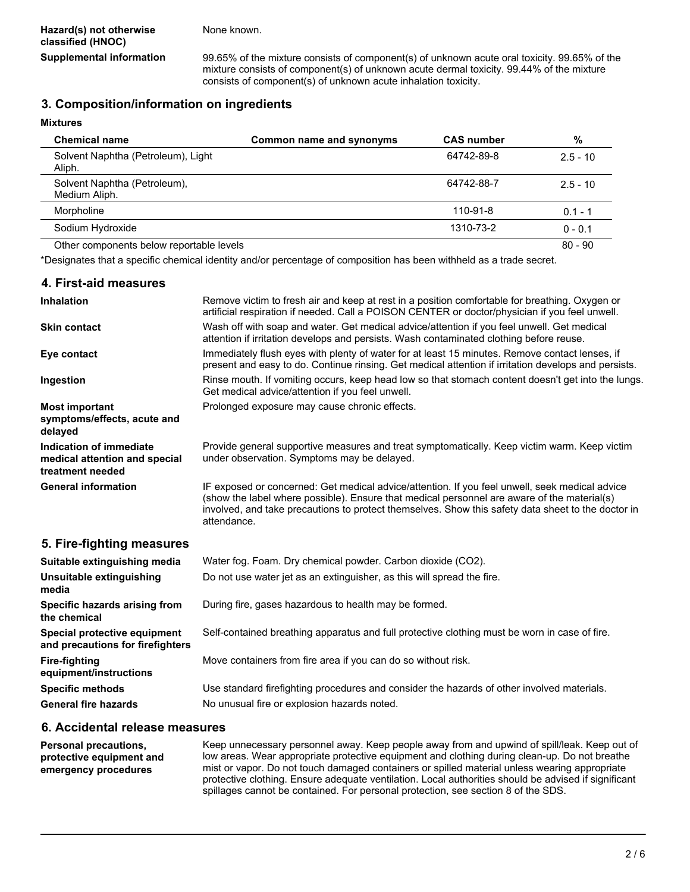**Hazard(s) not otherwise classified (HNOC)** None known.

**Supplemental information** 99.65% of the mixture consists of component(s) of unknown acute oral toxicity. 99.65% of the mixture consists of component(s) of unknown acute dermal toxicity. 99.44% of the mixture consists of component(s) of unknown acute inhalation toxicity.

## 3. Composition/information on ingredients

**Mixtures**

| Chemical name | Common name and synonyms | CAS number | % |
|---|---|---|---|
| Solvent Naphtha (Petroleum), Light Aliph. | | 64742-89-8 | 2.5 - 10 |
| Solvent Naphtha (Petroleum), Medium Aliph. | | 64742-88-7 | 2.5 - 10 |
| Morpholine | | 110-91-8 | 0.1 - 1 |
| Sodium Hydroxide | | 1310-73-2 | 0 - 0.1 |
| Other components below reportable levels | | | 80 - 90 |

*Designates that a specific chemical identity and/or percentage of composition has been withheld as a trade secret.

## 4. First-aid measures

**Inhalation** Remove victim to fresh air and keep at rest in a position comfortable for breathing. Oxygen or artificial respiration if needed. Call a POISON CENTER or doctor/physician if you feel unwell.

**Skin contact** Wash off with soap and water. Get medical advice/attention if you feel unwell. Get medical attention if irritation develops and persists. Wash contaminated clothing before reuse.

**Eye contact** Immediately flush eyes with plenty of water for at least 15 minutes. Remove contact lenses, if present and easy to do. Continue rinsing. Get medical attention if irritation develops and persists.

**Ingestion** Rinse mouth. If vomiting occurs, keep head low so that stomach content doesn't get into the lungs. Get medical advice/attention if you feel unwell.

**Most important symptoms/effects, acute and delayed** Prolonged exposure may cause chronic effects.

**Indication of immediate medical attention and special treatment needed** Provide general supportive measures and treat symptomatically. Keep victim warm. Keep victim under observation. Symptoms may be delayed.

**General information** IF exposed or concerned: Get medical advice/attention. If you feel unwell, seek medical advice (show the label where possible). Ensure that medical personnel are aware of the material(s) involved, and take precautions to protect themselves. Show this safety data sheet to the doctor in attendance.

## 5. Fire-fighting measures

**Suitable extinguishing media** Water fog. Foam. Dry chemical powder. Carbon dioxide ($CO_2$).

**Unsuitable extinguishing media** Do not use water jet as an extinguisher, as this will spread the fire.

**Specific hazards arising from the chemical** During fire, gases hazardous to health may be formed.

**Special protective equipment and precautions for firefighters** Self-contained breathing apparatus and full protective clothing must be worn in case of fire.

**Fire-fighting equipment/instructions** Move containers from fire area if you can do so without risk.

**Specific methods** Use standard firefighting procedures and consider the hazards of other involved materials.

**General fire hazards** No unusual fire or explosion hazards noted.

## 6. Accidental release measures

**Personal precautions, protective equipment and emergency procedures** Keep unnecessary personnel away. Keep people away from and upwind of spill/leak. Keep out of low areas. Wear appropriate protective equipment and clothing during clean-up. Do not breathe mist or vapor. Do not touch damaged containers or spilled material unless wearing appropriate protective clothing. Ensure adequate ventilation. Local authorities should be advised if significant spillages cannot be contained. For personal protection, see section 8 of the SDS.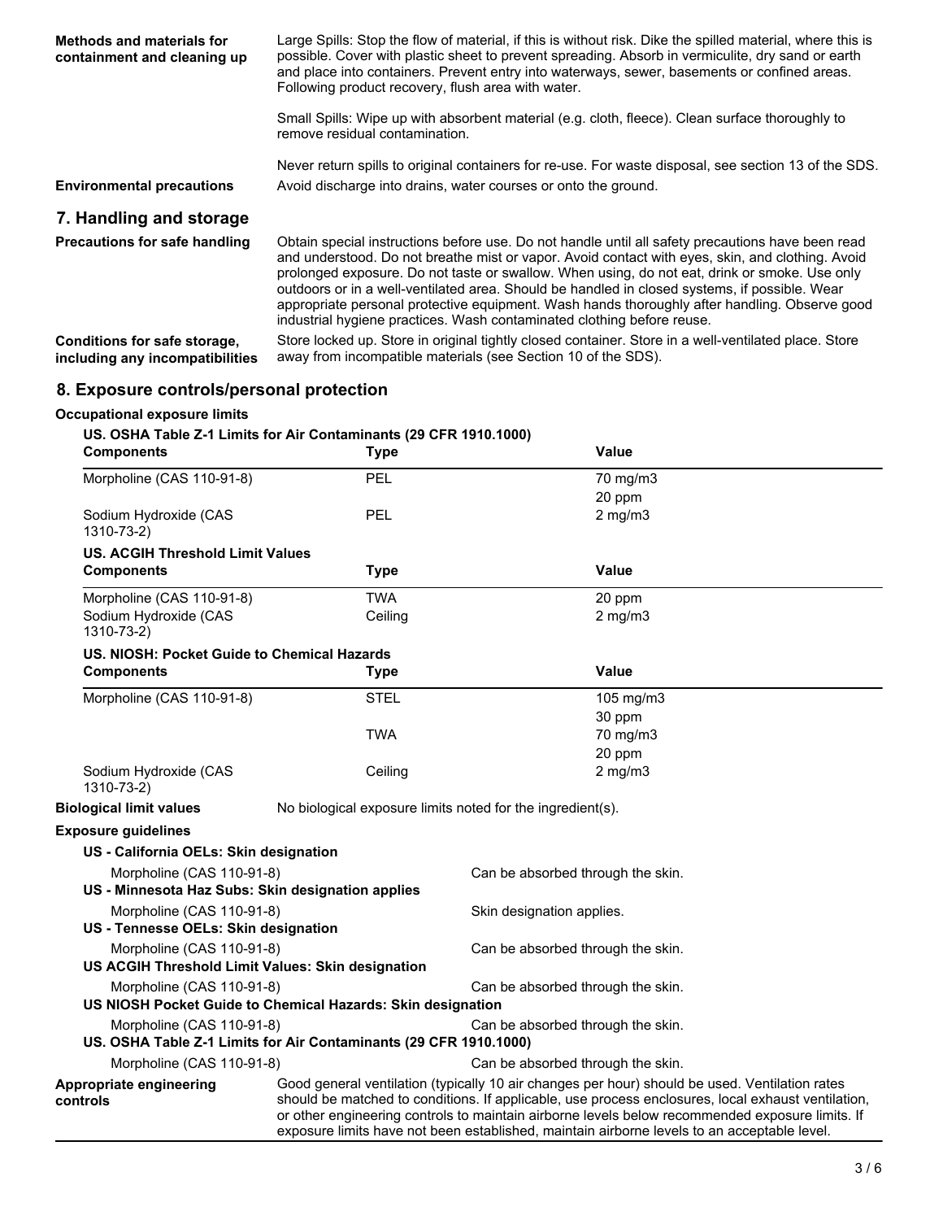**Methods and materials for containment and cleaning up**

Large Spills: Stop the flow of material, if this is without risk. Dike the spilled material, where this is possible. Cover with plastic sheet to prevent spreading. Absorb in vermiculite, dry sand or earth and place into containers. Prevent entry into waterways, sewer, basements or confined areas. Following product recovery, flush area with water.

Small Spills: Wipe up with absorbent material (e.g. cloth, fleece). Clean surface thoroughly to remove residual contamination.

Never return spills to original containers for re-use. For waste disposal, see section 13 of the SDS.

**Environmental precautions**

Avoid discharge into drains, water courses or onto the ground.

## 7. Handling and storage

**Precautions for safe handling**

Obtain special instructions before use. Do not handle until all safety precautions have been read and understood. Do not breathe mist or vapor. Avoid contact with eyes, skin, and clothing. Avoid prolonged exposure. Do not taste or swallow. When using, do not eat, drink or smoke. Use only outdoors or in a well-ventilated area. Should be handled in closed systems, if possible. Wear appropriate personal protective equipment. Wash hands thoroughly after handling. Observe good industrial hygiene practices. Wash contaminated clothing before reuse.

**Conditions for safe storage, including any incompatibilities**

Store locked up. Store in original tightly closed container. Store in a well-ventilated place. Store away from incompatible materials (see Section 10 of the SDS).

## 8. Exposure controls/personal protection

**Occupational exposure limits**

**US. OSHA Table Z-1 Limits for Air Contaminants (29 CFR 1910.1000)**

| Components | Type | Value |
|---|---|---|
| Morpholine (CAS 110-91-8) | PEL | 70 mg/m3 |
| | | 20 ppm |
| Sodium Hydroxide (CAS 1310-73-2) | PEL | 2 mg/m3 |

**US. ACGIH Threshold Limit Values**

| Components | Type | Value |
|---|---|---|
| Morpholine (CAS 110-91-8) | TWA | 20 ppm |
| Sodium Hydroxide (CAS 1310-73-2) | Ceiling | 2 mg/m3 |

**US. NIOSH: Pocket Guide to Chemical Hazards**

| Components | Type | Value |
|---|---|---|
| Morpholine (CAS 110-91-8) | STEL | 105 mg/m3 |
| | | 30 ppm |
| | TWA | 70 mg/m3 |
| | | 20 ppm |
| Sodium Hydroxide (CAS 1310-73-2) | Ceiling | 2 mg/m3 |

**Biological limit values**

No biological exposure limits noted for the ingredient(s).

**Exposure guidelines**

**US - California OELs: Skin designation**

Morpholine (CAS 110-91-8) — Can be absorbed through the skin.

**US - Minnesota Haz Subs: Skin designation applies**

Morpholine (CAS 110-91-8) — Skin designation applies.

**US - Tennesse OELs: Skin designation**

Morpholine (CAS 110-91-8) — Can be absorbed through the skin.

**US ACGIH Threshold Limit Values: Skin designation**

Morpholine (CAS 110-91-8) — Can be absorbed through the skin.

**US NIOSH Pocket Guide to Chemical Hazards: Skin designation**

Morpholine (CAS 110-91-8) — Can be absorbed through the skin.

**US. OSHA Table Z-1 Limits for Air Contaminants (29 CFR 1910.1000)**

Morpholine (CAS 110-91-8) — Can be absorbed through the skin.

**Appropriate engineering controls**

Good general ventilation (typically 10 air changes per hour) should be used. Ventilation rates should be matched to conditions. If applicable, use process enclosures, local exhaust ventilation, or other engineering controls to maintain airborne levels below recommended exposure limits. If exposure limits have not been established, maintain airborne levels to an acceptable level.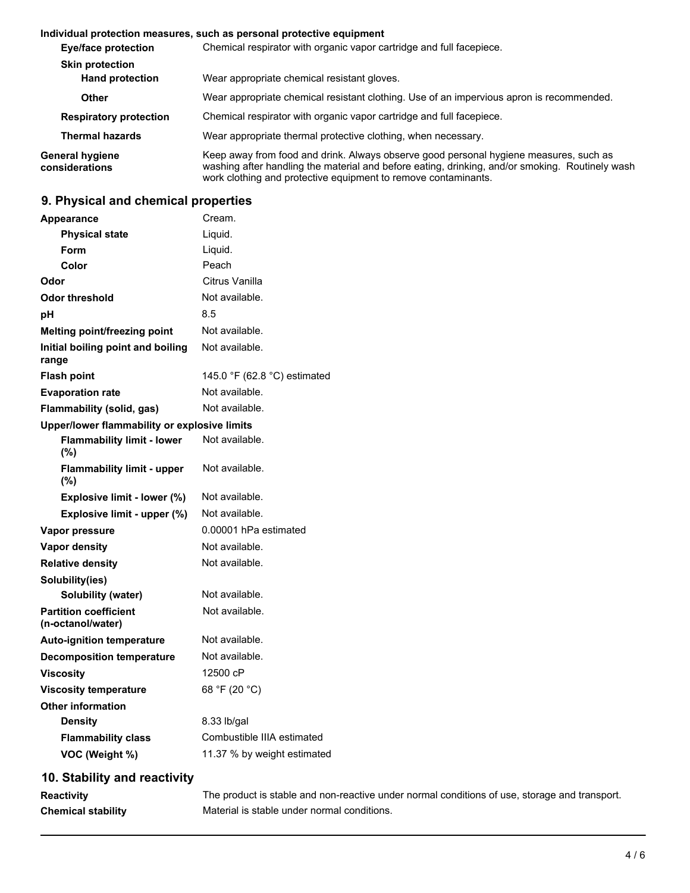**Individual protection measures, such as personal protective equipment**

| | |
|---|---|
| **Eye/face protection** | Chemical respirator with organic vapor cartridge and full facepiece. |
| **Skin protection** | |
| **Hand protection** | Wear appropriate chemical resistant gloves. |
| **Other** | Wear appropriate chemical resistant clothing. Use of an impervious apron is recommended. |
| **Respiratory protection** | Chemical respirator with organic vapor cartridge and full facepiece. |
| **Thermal hazards** | Wear appropriate thermal protective clothing, when necessary. |
| **General hygiene considerations** | Keep away from food and drink. Always observe good personal hygiene measures, such as washing after handling the material and before eating, drinking, and/or smoking. Routinely wash work clothing and protective equipment to remove contaminants. |

## 9. Physical and chemical properties

| | |
|---|---|
| **Appearance** | Cream. |
| **Physical state** | Liquid. |
| **Form** | Liquid. |
| **Color** | Peach |
| **Odor** | Citrus Vanilla |
| **Odor threshold** | Not available. |
| **pH** | 8.5 |
| **Melting point/freezing point** | Not available. |
| **Initial boiling point and boiling range** | Not available. |
| **Flash point** | 145.0 °F (62.8 °C) estimated |
| **Evaporation rate** | Not available. |
| **Flammability (solid, gas)** | Not available. |
| **Upper/lower flammability or explosive limits** | |
| **Flammability limit - lower (%)** | Not available. |
| **Flammability limit - upper (%)** | Not available. |
| **Explosive limit - lower (%)** | Not available. |
| **Explosive limit - upper (%)** | Not available. |
| **Vapor pressure** | 0.00001 hPa estimated |
| **Vapor density** | Not available. |
| **Relative density** | Not available. |
| **Solubility(ies)** | |
| **Solubility (water)** | Not available. |
| **Partition coefficient (n-octanol/water)** | Not available. |
| **Auto-ignition temperature** | Not available. |
| **Decomposition temperature** | Not available. |
| **Viscosity** | 12500 cP |
| **Viscosity temperature** | 68 °F (20 °C) |
| **Other information** | |
| **Density** | 8.33 lb/gal |
| **Flammability class** | Combustible IIIA estimated |
| **VOC (Weight %)** | 11.37 % by weight estimated |

## 10. Stability and reactivity

| | |
|---|---|
| **Reactivity** | The product is stable and non-reactive under normal conditions of use, storage and transport. |
| **Chemical stability** | Material is stable under normal conditions. |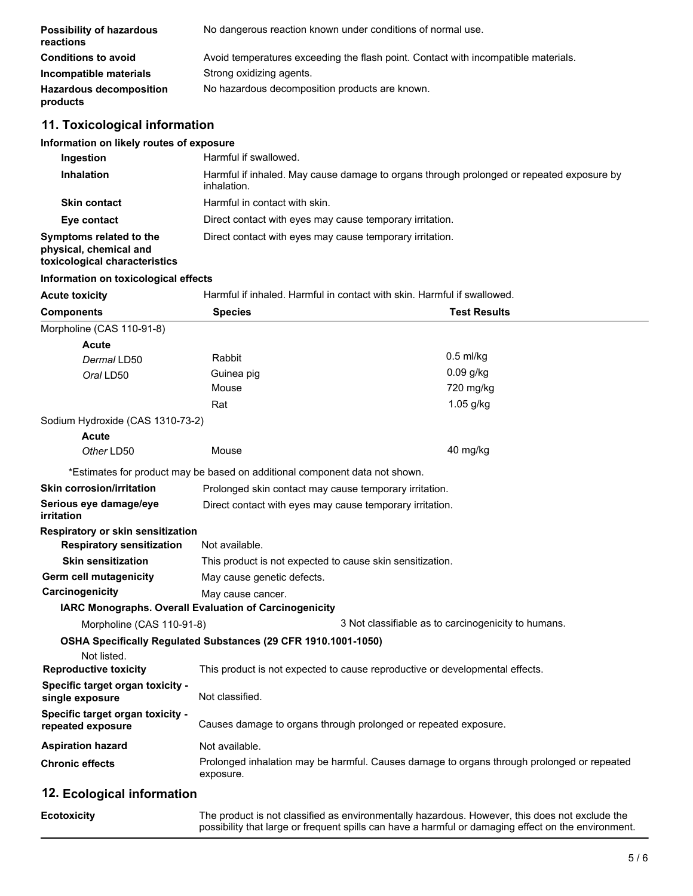| | |
|---|---|
| **Possibility of hazardous reactions** | No dangerous reaction known under conditions of normal use. |
| **Conditions to avoid** | Avoid temperatures exceeding the flash point. Contact with incompatible materials. |
| **Incompatible materials** | Strong oxidizing agents. |
| **Hazardous decomposition products** | No hazardous decomposition products are known. |

## 11. Toxicological information

### Information on likely routes of exposure

| | |
|---|---|
| **Ingestion** | Harmful if swallowed. |
| **Inhalation** | Harmful if inhaled. May cause damage to organs through prolonged or repeated exposure by inhalation. |
| **Skin contact** | Harmful in contact with skin. |
| **Eye contact** | Direct contact with eyes may cause temporary irritation. |
| **Symptoms related to the physical, chemical and toxicological characteristics** | Direct contact with eyes may cause temporary irritation. |

### Information on toxicological effects

**Acute toxicity** Harmful if inhaled. Harmful in contact with skin. Harmful if swallowed.

| Components | Species | Test Results |
|---|---|---|
| Morpholine (CAS 110-91-8) | | |
| **Acute** | | |
| *Dermal* LD50 | Rabbit | 0.5 ml/kg |
| *Oral* LD50 | Guinea pig | 0.09 g/kg |
| | Mouse | 720 mg/kg |
| | Rat | 1.05 g/kg |
| Sodium Hydroxide (CAS 1310-73-2) | | |
| **Acute** | | |
| *Other* LD50 | Mouse | 40 mg/kg |

*Estimates for product may be based on additional component data not shown.

| | |
|---|---|
| **Skin corrosion/irritation** | Prolonged skin contact may cause temporary irritation. |
| **Serious eye damage/eye irritation** | Direct contact with eyes may cause temporary irritation. |
| **Respiratory or skin sensitization** | |
| **Respiratory sensitization** | Not available. |
| **Skin sensitization** | This product is not expected to cause skin sensitization. |
| **Germ cell mutagenicity** | May cause genetic defects. |
| **Carcinogenicity** | May cause cancer. |

**IARC Monographs. Overall Evaluation of Carcinogenicity**

| | |
|---|---|
| Morpholine (CAS 110-91-8) | 3 Not classifiable as to carcinogenicity to humans. |

**OSHA Specifically Regulated Substances (29 CFR 1910.1001-1050)**

Not listed.

| | |
|---|---|
| **Reproductive toxicity** | This product is not expected to cause reproductive or developmental effects. |
| **Specific target organ toxicity - single exposure** | Not classified. |
| **Specific target organ toxicity - repeated exposure** | Causes damage to organs through prolonged or repeated exposure. |
| **Aspiration hazard** | Not available. |
| **Chronic effects** | Prolonged inhalation may be harmful. Causes damage to organs through prolonged or repeated exposure. |

## 12. Ecological information

| | |
|---|---|
| **Ecotoxicity** | The product is not classified as environmentally hazardous. However, this does not exclude the possibility that large or frequent spills can have a harmful or damaging effect on the environment. |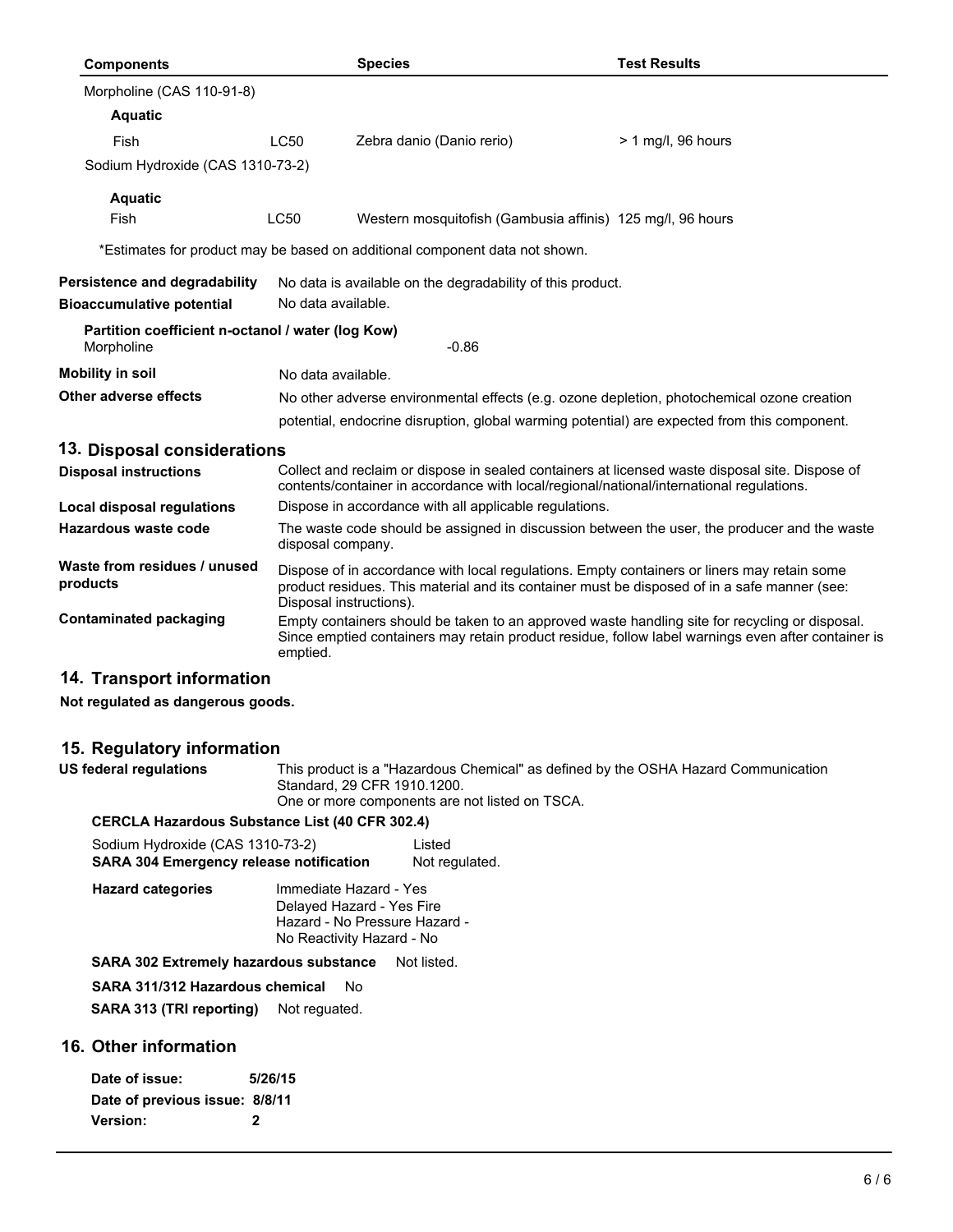| Components | | Species | Test Results |
|---|---|---|---|
| Morpholine (CAS 110-91-8) | | | |
| **Aquatic** | | | |
| Fish | LC50 | Zebra danio (Danio rerio) | > 1 mg/l, 96 hours |
| Sodium Hydroxide (CAS 1310-73-2) | | | |
| **Aquatic** | | | |
| Fish | LC50 | Western mosquitofish (Gambusia affinis) | 125 mg/l, 96 hours |

*Estimates for product may be based on additional component data not shown.

**Persistence and degradability** No data is available on the degradability of this product.

**Bioaccumulative potential** No data available.

**Partition coefficient n-octanol / water (log Kow)**
Morpholine -0.86

**Mobility in soil** No data available.

**Other adverse effects** No other adverse environmental effects (e.g. ozone depletion, photochemical ozone creation potential, endocrine disruption, global warming potential) are expected from this component.

## 13. Disposal considerations

**Disposal instructions** Collect and reclaim or dispose in sealed containers at licensed waste disposal site. Dispose of contents/container in accordance with local/regional/national/international regulations.

**Local disposal regulations** Dispose in accordance with all applicable regulations.

**Hazardous waste code** The waste code should be assigned in discussion between the user, the producer and the waste disposal company.

**Waste from residues / unused products** Dispose of in accordance with local regulations. Empty containers or liners may retain some product residues. This material and its container must be disposed of in a safe manner (see: Disposal instructions).

**Contaminated packaging** Empty containers should be taken to an approved waste handling site for recycling or disposal. Since emptied containers may retain product residue, follow label warnings even after container is emptied.

## 14. Transport information

**Not regulated as dangerous goods.**

## 15. Regulatory information

**US federal regulations** This product is a "Hazardous Chemical" as defined by the OSHA Hazard Communication Standard, 29 CFR 1910.1200.
One or more components are not listed on TSCA.

**CERCLA Hazardous Substance List (40 CFR 302.4)**

Sodium Hydroxide (CAS 1310-73-2) Listed

**SARA 304 Emergency release notification** Not regulated.

**Hazard categories** Immediate Hazard - Yes
Delayed Hazard - Yes Fire
Hazard - No Pressure Hazard -
No Reactivity Hazard - No

**SARA 302 Extremely hazardous substance** Not listed.

**SARA 311/312 Hazardous chemical** No

**SARA 313 (TRI reporting)** Not reguated.

## 16. Other information

**Date of issue:** 5/26/15

**Date of previous issue:** 8/8/11

**Version:** 2